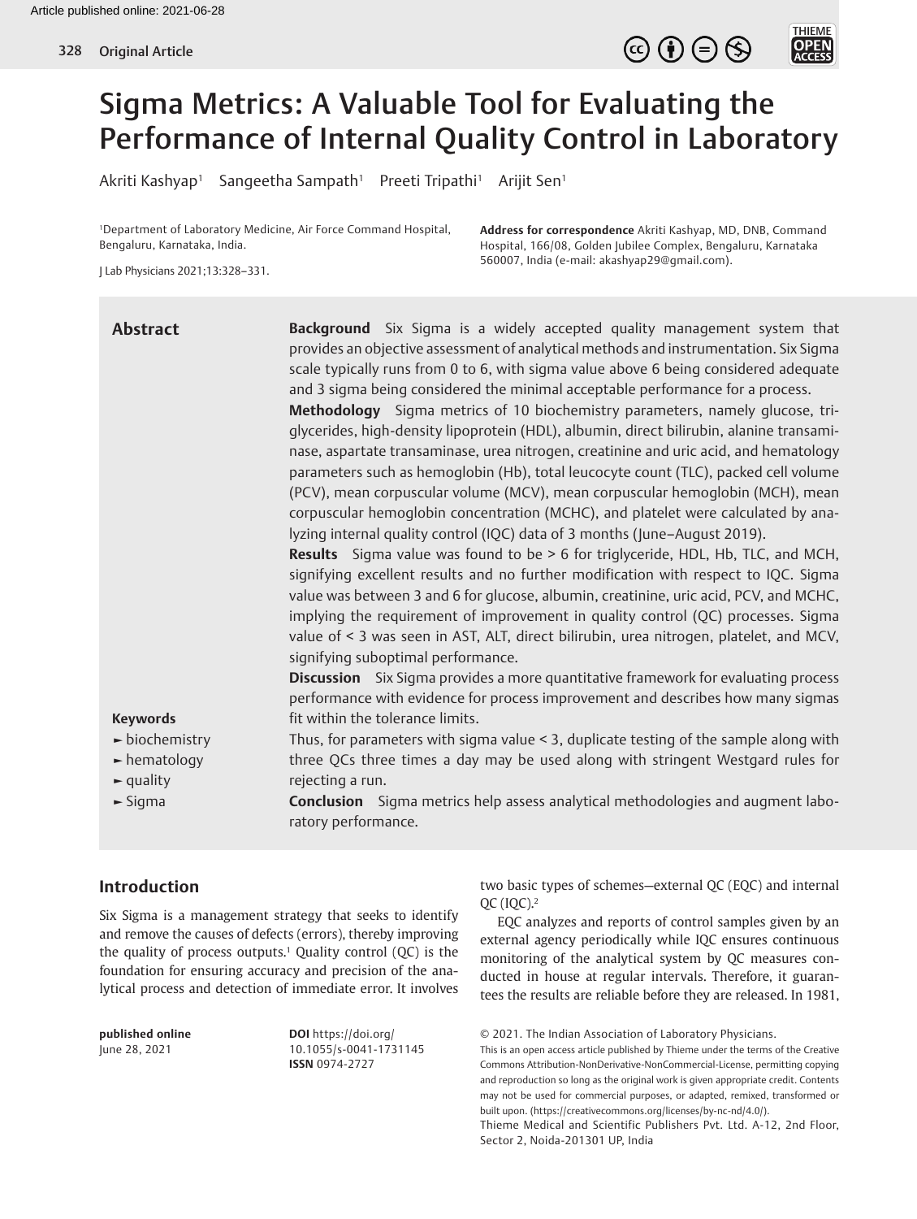# Sigma Metrics: A Valuable Tool for Evaluating the Performance of Internal Quality Control in Laboratory

Akriti Kashyap[1] Sangeetha Sampath[1] Preeti Tripathi[1] Arijit Sen[1]

[1]Department of Laboratory Medicine, Air Force Command Hospital, Bengaluru, Karnataka, India.

J Lab Physicians 2021;13:328–331.

**Address for correspondence** Akriti Kashyap, MD, DNB, Command Hospital, 166/08, Golden Jubilee Complex, Bengaluru, Karnataka 560007, India (e-mail: akashyap29@gmail.com).

## Abstract

**Background** Six Sigma is a widely accepted quality management system that provides an objective assessment of analytical methods and instrumentation. Six Sigma scale typically runs from 0 to 6, with sigma value above 6 being considered adequate and 3 sigma being considered the minimal acceptable performance for a process.

**Methodology** Sigma metrics of 10 biochemistry parameters, namely glucose, triglycerides, high-density lipoprotein (HDL), albumin, direct bilirubin, alanine transaminase, aspartate transaminase, urea nitrogen, creatinine and uric acid, and hematology parameters such as hemoglobin (Hb), total leucocyte count (TLC), packed cell volume (PCV), mean corpuscular volume (MCV), mean corpuscular hemoglobin (MCH), mean corpuscular hemoglobin concentration (MCHC), and platelet were calculated by analyzing internal quality control (IQC) data of 3 months (June–August 2019).

**Results** Sigma value was found to be > 6 for triglyceride, HDL, Hb, TLC, and MCH, signifying excellent results and no further modification with respect to IQC. Sigma value was between 3 and 6 for glucose, albumin, creatinine, uric acid, PCV, and MCHC, implying the requirement of improvement in quality control (QC) processes. Sigma value of < 3 was seen in AST, ALT, direct bilirubin, urea nitrogen, platelet, and MCV, signifying suboptimal performance.

**Discussion** Six Sigma provides a more quantitative framework for evaluating process performance with evidence for process improvement and describes how many sigmas fit within the tolerance limits.

Thus, for parameters with sigma value < 3, duplicate testing of the sample along with three QCs three times a day may be used along with stringent Westgard rules for rejecting a run.

**Conclusion** Sigma metrics help assess analytical methodologies and augment laboratory performance.

**Keywords**

- biochemistry
- hematology
- quality
- Sigma

## Introduction

Six Sigma is a management strategy that seeks to identify and remove the causes of defects (errors), thereby improving the quality of process outputs.[1] Quality control (QC) is the foundation for ensuring accuracy and precision of the analytical process and detection of immediate error. It involves two basic types of schemes—external QC (EQC) and internal QC (IQC).[2]

EQC analyzes and reports of control samples given by an external agency periodically while IQC ensures continuous monitoring of the analytical system by QC measures conducted in house at regular intervals. Therefore, it guarantees the results are reliable before they are released. In 1981,

**published online** June 28, 2021

**DOI** https://doi.org/10.1055/s-0041-1731145
**ISSN** 0974-2727

© 2021. The Indian Association of Laboratory Physicians.
This is an open access article published by Thieme under the terms of the Creative Commons Attribution-NonDerivative-NonCommercial-License, permitting copying and reproduction so long as the original work is given appropriate credit. Contents may not be used for commercial purposes, or adapted, remixed, transformed or built upon. (https://creativecommons.org/licenses/by-nc-nd/4.0/).
Thieme Medical and Scientific Publishers Pvt. Ltd. A-12, 2nd Floor, Sector 2, Noida-201301 UP, India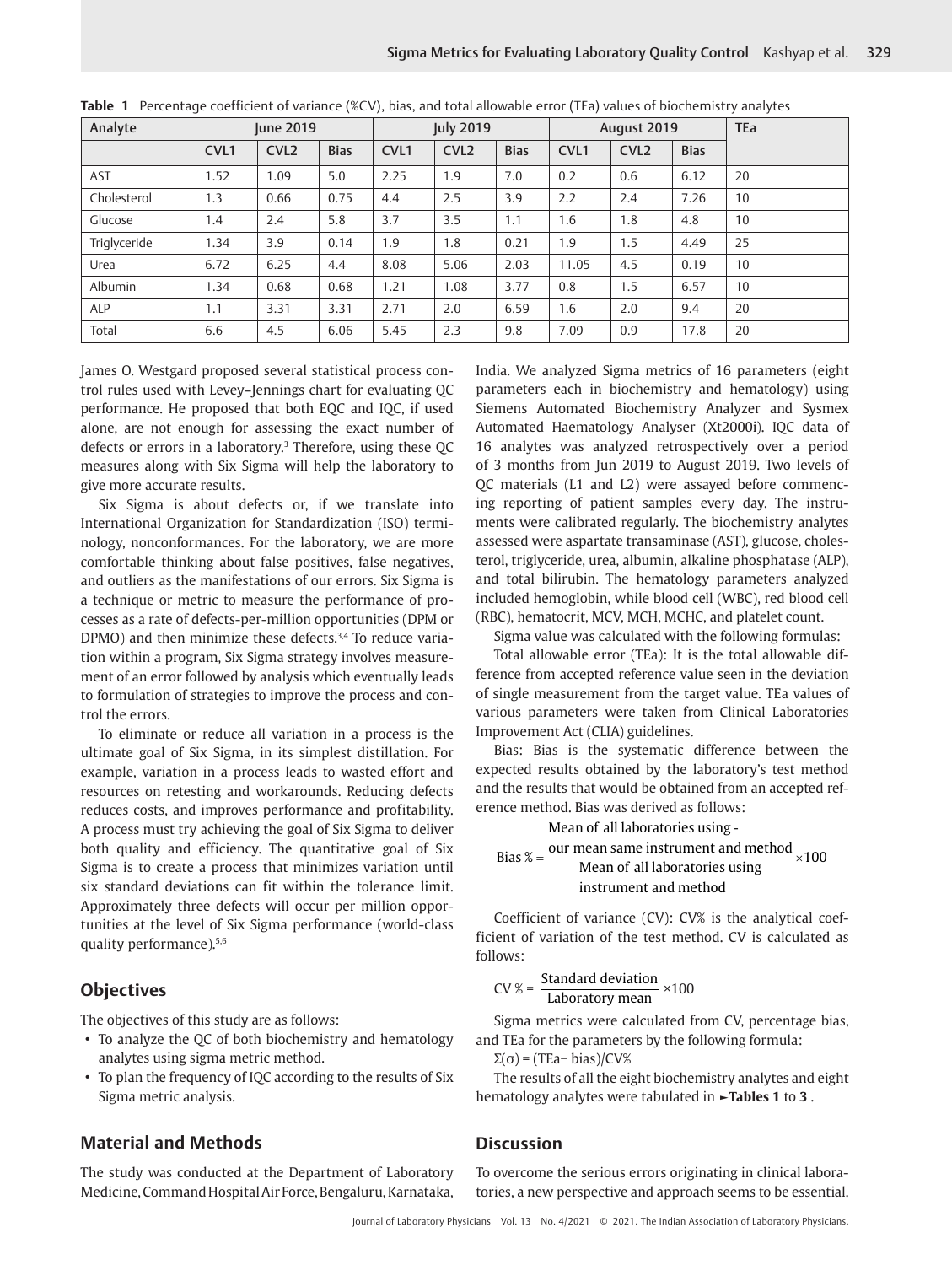**Table 1** Percentage coefficient of variance (%CV), bias, and total allowable error (TEa) values of biochemistry analytes

| Analyte | June 2019 | | | July 2019 | | | August 2019 | | | TEa |
|---|---|---|---|---|---|---|---|---|---|---|
| | CVL1 | CVL2 | Bias | CVL1 | CVL2 | Bias | CVL1 | CVL2 | Bias | |
| AST | 1.52 | 1.09 | 5.0 | 2.25 | 1.9 | 7.0 | 0.2 | 0.6 | 6.12 | 20 |
| Cholesterol | 1.3 | 0.66 | 0.75 | 4.4 | 2.5 | 3.9 | 2.2 | 2.4 | 7.26 | 10 |
| Glucose | 1.4 | 2.4 | 5.8 | 3.7 | 3.5 | 1.1 | 1.6 | 1.8 | 4.8 | 10 |
| Triglyceride | 1.34 | 3.9 | 0.14 | 1.9 | 1.8 | 0.21 | 1.9 | 1.5 | 4.49 | 25 |
| Urea | 6.72 | 6.25 | 4.4 | 8.08 | 5.06 | 2.03 | 11.05 | 4.5 | 0.19 | 10 |
| Albumin | 1.34 | 0.68 | 0.68 | 1.21 | 1.08 | 3.77 | 0.8 | 1.5 | 6.57 | 10 |
| ALP | 1.1 | 3.31 | 3.31 | 2.71 | 2.0 | 6.59 | 1.6 | 2.0 | 9.4 | 20 |
| Total | 6.6 | 4.5 | 6.06 | 5.45 | 2.3 | 9.8 | 7.09 | 0.9 | 17.8 | 20 |

James O. Westgard proposed several statistical process control rules used with Levey–Jennings chart for evaluating QC performance. He proposed that both EQC and IQC, if used alone, are not enough for assessing the exact number of defects or errors in a laboratory.[3] Therefore, using these QC measures along with Six Sigma will help the laboratory to give more accurate results.

Six Sigma is about defects or, if we translate into International Organization for Standardization (ISO) terminology, nonconformances. For the laboratory, we are more comfortable thinking about false positives, false negatives, and outliers as the manifestations of our errors. Six Sigma is a technique or metric to measure the performance of processes as a rate of defects-per-million opportunities (DPM or DPMO) and then minimize these defects.[3,4] To reduce variation within a program, Six Sigma strategy involves measurement of an error followed by analysis which eventually leads to formulation of strategies to improve the process and control the errors.

To eliminate or reduce all variation in a process is the ultimate goal of Six Sigma, in its simplest distillation. For example, variation in a process leads to wasted effort and resources on retesting and workarounds. Reducing defects reduces costs, and improves performance and profitability. A process must try achieving the goal of Six Sigma to deliver both quality and efficiency. The quantitative goal of Six Sigma is to create a process that minimizes variation until six standard deviations can fit within the tolerance limit. Approximately three defects will occur per million opportunities at the level of Six Sigma performance (world-class quality performance).[5,6]

## Objectives

The objectives of this study are as follows:

- To analyze the QC of both biochemistry and hematology analytes using sigma metric method.
- To plan the frequency of IQC according to the results of Six Sigma metric analysis.

## Material and Methods

The study was conducted at the Department of Laboratory Medicine, Command Hospital Air Force, Bengaluru, Karnataka, India. We analyzed Sigma metrics of 16 parameters (eight parameters each in biochemistry and hematology) using Siemens Automated Biochemistry Analyzer and Sysmex Automated Haematology Analyser (Xt2000i). IQC data of 16 analytes was analyzed retrospectively over a period of 3 months from Jun 2019 to August 2019. Two levels of QC materials (L1 and L2) were assayed before commencing reporting of patient samples every day. The instruments were calibrated regularly. The biochemistry analytes assessed were aspartate transaminase (AST), glucose, cholesterol, triglyceride, urea, albumin, alkaline phosphatase (ALP), and total bilirubin. The hematology parameters analyzed included hemoglobin, while blood cell (WBC), red blood cell (RBC), hematocrit, MCV, MCH, MCHC, and platelet count.

Sigma value was calculated with the following formulas:

Total allowable error (TEa): It is the total allowable difference from accepted reference value seen in the deviation of single measurement from the target value. TEa values of various parameters were taken from Clinical Laboratories Improvement Act (CLIA) guidelines.

Bias: Bias is the systematic difference between the expected results obtained by the laboratory's test method and the results that would be obtained from an accepted reference method. Bias was derived as follows:

$$\text{Bias \%} = \frac{\text{our mean} - \text{Mean of all laboratories using same instrument and method}}{\text{Mean of all laboratories using instrument and method}} \times 100$$

Coefficient of variance (CV): CV% is the analytical coefficient of variation of the test method. CV is calculated as follows:

$$\text{CV \%} = \frac{\text{Standard deviation}}{\text{Laboratory mean}} \times 100$$

Sigma metrics were calculated from CV, percentage bias, and TEa for the parameters by the following formula:

$\Sigma(\sigma) = (\text{TEa} - \text{bias})/\text{CV\%}$

The results of all the eight biochemistry analytes and eight hematology analytes were tabulated in **Tables 1** to **3**.

## Discussion

To overcome the serious errors originating in clinical laboratories, a new perspective and approach seems to be essential.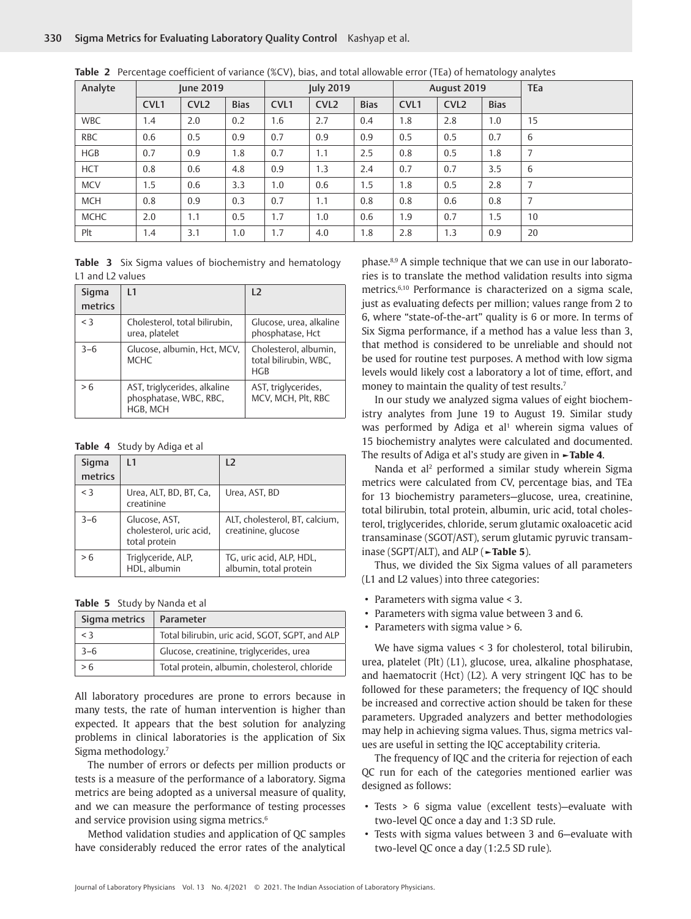**Table 2** Percentage coefficient of variance (%CV), bias, and total allowable error (TEa) of hematology analytes

| Analyte | June 2019 | | | July 2019 | | | August 2019 | | | TEa |
|---|---|---|---|---|---|---|---|---|---|---|
| | CVL1 | CVL2 | Bias | CVL1 | CVL2 | Bias | CVL1 | CVL2 | Bias | |
| WBC | 1.4 | 2.0 | 0.2 | 1.6 | 2.7 | 0.4 | 1.8 | 2.8 | 1.0 | 15 |
| RBC | 0.6 | 0.5 | 0.9 | 0.7 | 0.9 | 0.9 | 0.5 | 0.5 | 0.7 | 6 |
| HGB | 0.7 | 0.9 | 1.8 | 0.7 | 1.1 | 2.5 | 0.8 | 0.5 | 1.8 | 7 |
| HCT | 0.8 | 0.6 | 4.8 | 0.9 | 1.3 | 2.4 | 0.7 | 0.7 | 3.5 | 6 |
| MCV | 1.5 | 0.6 | 3.3 | 1.0 | 0.6 | 1.5 | 1.8 | 0.5 | 2.8 | 7 |
| MCH | 0.8 | 0.9 | 0.3 | 0.7 | 1.1 | 0.8 | 0.8 | 0.6 | 0.8 | 7 |
| MCHC | 2.0 | 1.1 | 0.5 | 1.7 | 1.0 | 0.6 | 1.9 | 0.7 | 1.5 | 10 |
| Plt | 1.4 | 3.1 | 1.0 | 1.7 | 4.0 | 1.8 | 2.8 | 1.3 | 0.9 | 20 |

**Table 3** Six Sigma values of biochemistry and hematology L1 and L2 values

| Sigma metrics | L1 | L2 |
|---|---|---|
| < 3 | Cholesterol, total bilirubin, urea, platelet | Glucose, urea, alkaline phosphatase, Hct |
| 3–6 | Glucose, albumin, Hct, MCV, MCHC | Cholesterol, albumin, total bilirubin, WBC, HGB |
| > 6 | AST, triglycerides, alkaline phosphatase, WBC, RBC, HGB, MCH | AST, triglycerides, MCV, MCH, Plt, RBC |

**Table 4** Study by Adiga et al

| Sigma metrics | L1 | L2 |
|---|---|---|
| < 3 | Urea, ALT, BD, BT, Ca, creatinine | Urea, AST, BD |
| 3–6 | Glucose, AST, cholesterol, uric acid, total protein | ALT, cholesterol, BT, calcium, creatinine, glucose |
| > 6 | Triglyceride, ALP, HDL, albumin | TG, uric acid, ALP, HDL, albumin, total protein |

**Table 5** Study by Nanda et al

| Sigma metrics | Parameter |
|---|---|
| < 3 | Total bilirubin, uric acid, SGOT, SGPT, and ALP |
| 3–6 | Glucose, creatinine, triglycerides, urea |
| > 6 | Total protein, albumin, cholesterol, chloride |

All laboratory procedures are prone to errors because in many tests, the rate of human intervention is higher than expected. It appears that the best solution for analyzing problems in clinical laboratories is the application of Six Sigma methodology.[7]

The number of errors or defects per million products or tests is a measure of the performance of a laboratory. Sigma metrics are being adopted as a universal measure of quality, and we can measure the performance of testing processes and service provision using sigma metrics.[6]

Method validation studies and application of QC samples have considerably reduced the error rates of the analytical phase.[8,9] A simple technique that we can use in our laboratories is to translate the method validation results into sigma metrics.[6,10] Performance is characterized on a sigma scale, just as evaluating defects per million; values range from 2 to 6, where "state-of-the-art" quality is 6 or more. In terms of Six Sigma performance, if a method has a value less than 3, that method is considered to be unreliable and should not be used for routine test purposes. A method with low sigma levels would likely cost a laboratory a lot of time, effort, and money to maintain the quality of test results.[7]

In our study we analyzed sigma values of eight biochemistry analytes from June 19 to August 19. Similar study was performed by Adiga et al[1] wherein sigma values of 15 biochemistry analytes were calculated and documented. The results of Adiga et al's study are given in ►**Table 4**.

Nanda et al[2] performed a similar study wherein Sigma metrics were calculated from CV, percentage bias, and TEa for 13 biochemistry parameters—glucose, urea, creatinine, total bilirubin, total protein, albumin, uric acid, total cholesterol, triglycerides, chloride, serum glutamic oxaloacetic acid transaminase (SGOT/AST), serum glutamic pyruvic transaminase (SGPT/ALT), and ALP (►**Table 5**).

Thus, we divided the Six Sigma values of all parameters (L1 and L2 values) into three categories:

- Parameters with sigma value < 3.
- Parameters with sigma value between 3 and 6.
- Parameters with sigma value > 6.

We have sigma values < 3 for cholesterol, total bilirubin, urea, platelet (Plt) (L1), glucose, urea, alkaline phosphatase, and haematocrit (Hct) (L2). A very stringent IQC has to be followed for these parameters; the frequency of IQC should be increased and corrective action should be taken for these parameters. Upgraded analyzers and better methodologies may help in achieving sigma values. Thus, sigma metrics values are useful in setting the IQC acceptability criteria.

The frequency of IQC and the criteria for rejection of each QC run for each of the categories mentioned earlier was designed as follows:

- Tests > 6 sigma value (excellent tests)—evaluate with two-level QC once a day and 1:3 SD rule.
- Tests with sigma values between 3 and 6—evaluate with two-level QC once a day (1:2.5 SD rule).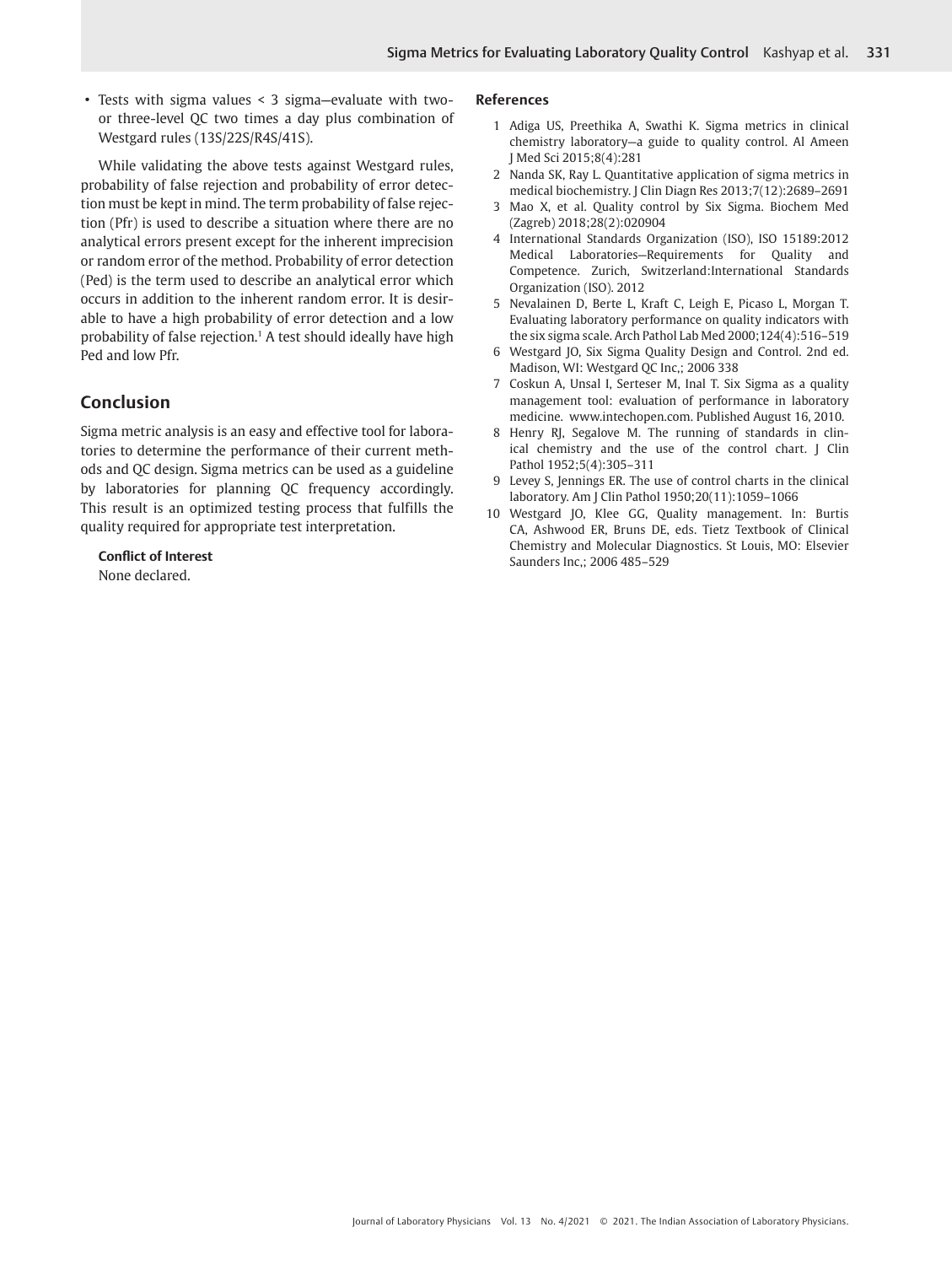- Tests with sigma values < 3 sigma—evaluate with two- or three-level QC two times a day plus combination of Westgard rules (13S/22S/R4S/41S).

While validating the above tests against Westgard rules, probability of false rejection and probability of error detection must be kept in mind. The term probability of false rejection (Pfr) is used to describe a situation where there are no analytical errors present except for the inherent imprecision or random error of the method. Probability of error detection (Ped) is the term used to describe an analytical error which occurs in addition to the inherent random error. It is desirable to have a high probability of error detection and a low probability of false rejection.[1] A test should ideally have high Ped and low Pfr.

## Conclusion

Sigma metric analysis is an easy and effective tool for laboratories to determine the performance of their current methods and QC design. Sigma metrics can be used as a guideline by laboratories for planning QC frequency accordingly. This result is an optimized testing process that fulfills the quality required for appropriate test interpretation.

**Conflict of Interest**

None declared.

## References

1. Adiga US, Preethika A, Swathi K. Sigma metrics in clinical chemistry laboratory—a guide to quality control. Al Ameen J Med Sci 2015;8(4):281
2. Nanda SK, Ray L. Quantitative application of sigma metrics in medical biochemistry. J Clin Diagn Res 2013;7(12):2689–2691
3. Mao X, et al. Quality control by Six Sigma. Biochem Med (Zagreb) 2018;28(2):020904
4. International Standards Organization (ISO), ISO 15189:2012 Medical Laboratories—Requirements for Quality and Competence. Zurich, Switzerland:International Standards Organization (ISO). 2012
5. Nevalainen D, Berte L, Kraft C, Leigh E, Picaso L, Morgan T. Evaluating laboratory performance on quality indicators with the six sigma scale. Arch Pathol Lab Med 2000;124(4):516–519
6. Westgard JO, Six Sigma Quality Design and Control. 2nd ed. Madison, WI: Westgard QC Inc,; 2006 338
7. Coskun A, Unsal I, Serteser M, Inal T. Six Sigma as a quality management tool: evaluation of performance in laboratory medicine. www.intechopen.com. Published August 16, 2010.
8. Henry RJ, Segalove M. The running of standards in clinical chemistry and the use of the control chart. J Clin Pathol 1952;5(4):305–311
9. Levey S, Jennings ER. The use of control charts in the clinical laboratory. Am J Clin Pathol 1950;20(11):1059–1066
10. Westgard JO, Klee GG, Quality management. In: Burtis CA, Ashwood ER, Bruns DE, eds. Tietz Textbook of Clinical Chemistry and Molecular Diagnostics. St Louis, MO: Elsevier Saunders Inc,; 2006 485–529